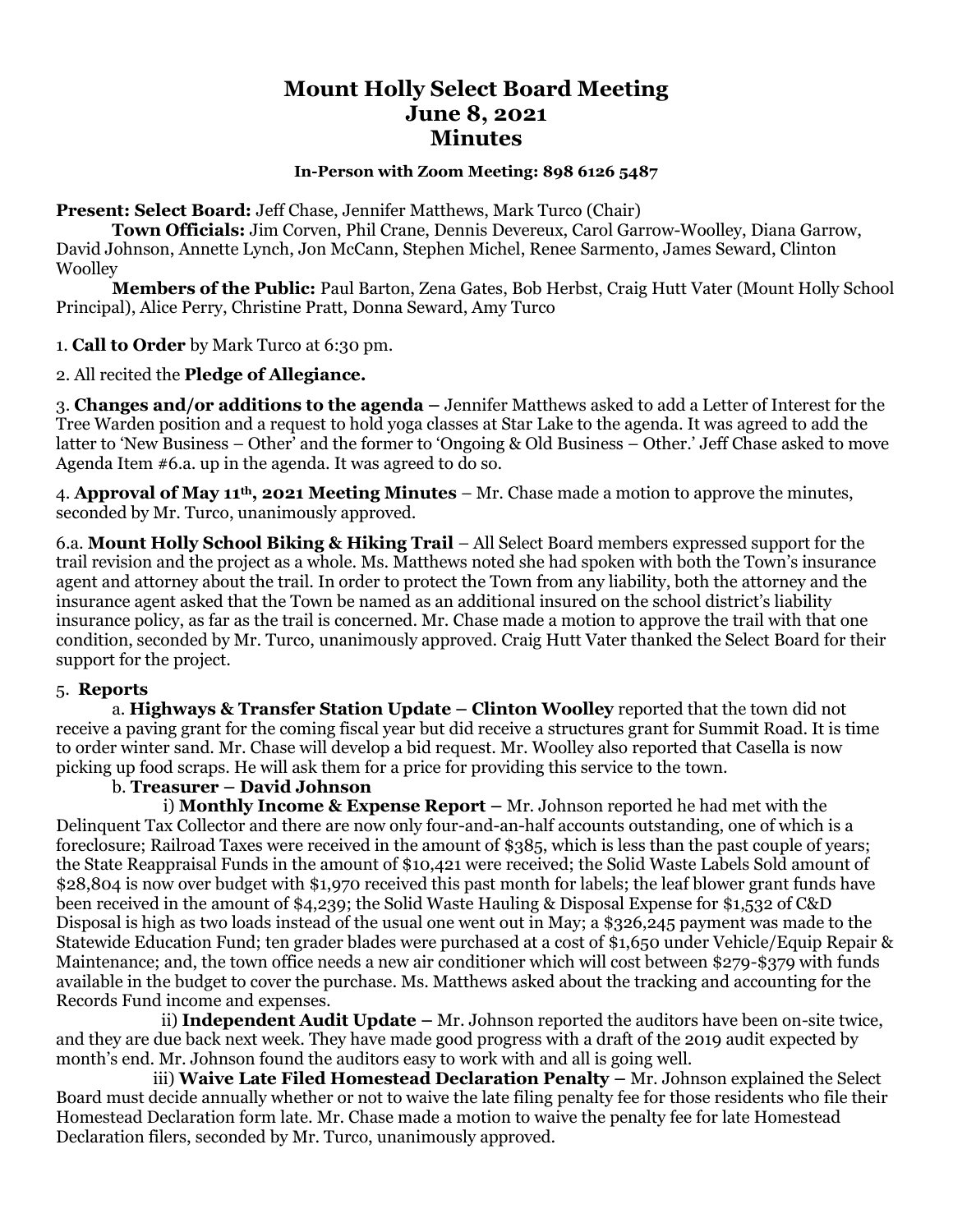# Mount Holly Select Board Meeting
# June 8, 2021
# Minutes

**In-Person with Zoom Meeting: 898 6126 5487**

**Present: Select Board:** Jeff Chase, Jennifer Matthews, Mark Turco (Chair)

**Town Officials:** Jim Corven, Phil Crane, Dennis Devereux, Carol Garrow-Woolley, Diana Garrow, David Johnson, Annette Lynch, Jon McCann, Stephen Michel, Renee Sarmento, James Seward, Clinton Woolley

**Members of the Public:** Paul Barton, Zena Gates, Bob Herbst, Craig Hutt Vater (Mount Holly School Principal), Alice Perry, Christine Pratt, Donna Seward, Amy Turco

1. **Call to Order** by Mark Turco at 6:30 pm.

2. All recited the **Pledge of Allegiance.**

3. **Changes and/or additions to the agenda –** Jennifer Matthews asked to add a Letter of Interest for the Tree Warden position and a request to hold yoga classes at Star Lake to the agenda. It was agreed to add the latter to 'New Business – Other' and the former to 'Ongoing & Old Business – Other.' Jeff Chase asked to move Agenda Item #6.a. up in the agenda. It was agreed to do so.

4. **Approval of May 11th, 2021 Meeting Minutes** – Mr. Chase made a motion to approve the minutes, seconded by Mr. Turco, unanimously approved.

6.a. **Mount Holly School Biking & Hiking Trail** – All Select Board members expressed support for the trail revision and the project as a whole. Ms. Matthews noted she had spoken with both the Town's insurance agent and attorney about the trail. In order to protect the Town from any liability, both the attorney and the insurance agent asked that the Town be named as an additional insured on the school district's liability insurance policy, as far as the trail is concerned. Mr. Chase made a motion to approve the trail with that one condition, seconded by Mr. Turco, unanimously approved. Craig Hutt Vater thanked the Select Board for their support for the project.

5. **Reports**

a. **Highways & Transfer Station Update – Clinton Woolley** reported that the town did not receive a paving grant for the coming fiscal year but did receive a structures grant for Summit Road. It is time to order winter sand. Mr. Chase will develop a bid request. Mr. Woolley also reported that Casella is now picking up food scraps. He will ask them for a price for providing this service to the town.

b. **Treasurer – David Johnson**

i) **Monthly Income & Expense Report –** Mr. Johnson reported he had met with the Delinquent Tax Collector and there are now only four-and-an-half accounts outstanding, one of which is a foreclosure; Railroad Taxes were received in the amount of $385, which is less than the past couple of years; the State Reappraisal Funds in the amount of $10,421 were received; the Solid Waste Labels Sold amount of $28,804 is now over budget with $1,970 received this past month for labels; the leaf blower grant funds have been received in the amount of $4,239; the Solid Waste Hauling & Disposal Expense for $1,532 of C&D Disposal is high as two loads instead of the usual one went out in May; a $326,245 payment was made to the Statewide Education Fund; ten grader blades were purchased at a cost of $1,650 under Vehicle/Equip Repair & Maintenance; and, the town office needs a new air conditioner which will cost between $279-$379 with funds available in the budget to cover the purchase. Ms. Matthews asked about the tracking and accounting for the Records Fund income and expenses.

ii) **Independent Audit Update –** Mr. Johnson reported the auditors have been on-site twice, and they are due back next week. They have made good progress with a draft of the 2019 audit expected by month's end. Mr. Johnson found the auditors easy to work with and all is going well.

iii) **Waive Late Filed Homestead Declaration Penalty –** Mr. Johnson explained the Select Board must decide annually whether or not to waive the late filing penalty fee for those residents who file their Homestead Declaration form late. Mr. Chase made a motion to waive the penalty fee for late Homestead Declaration filers, seconded by Mr. Turco, unanimously approved.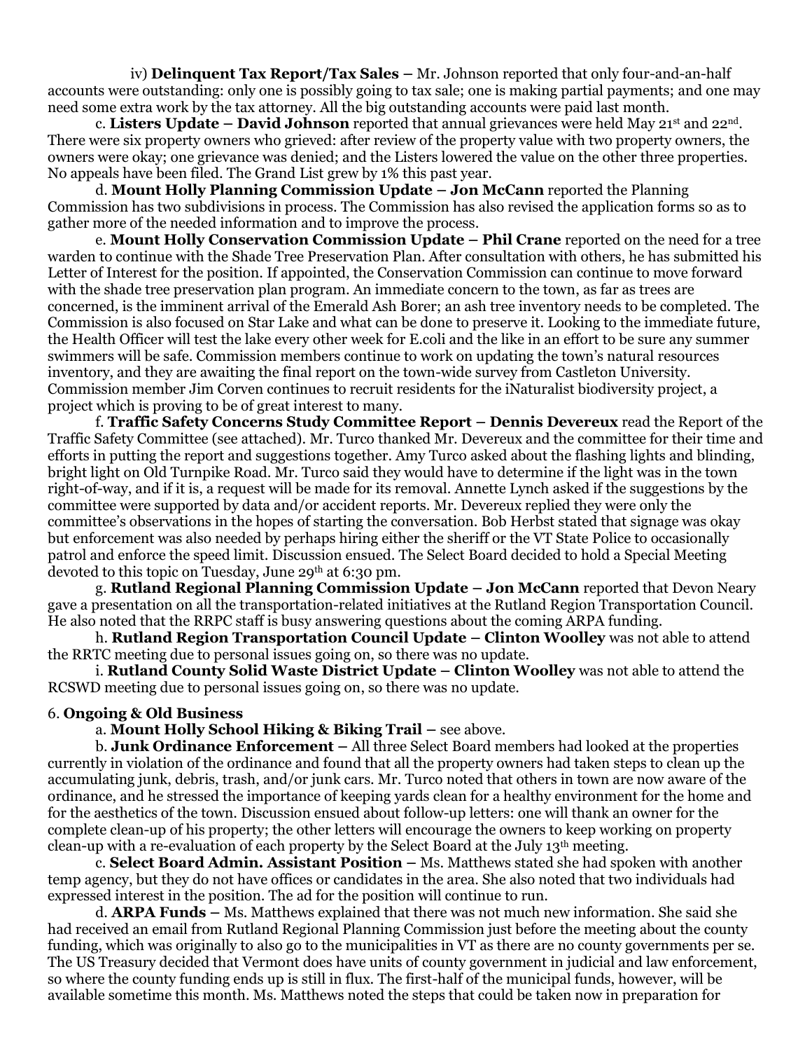iv) **Delinquent Tax Report/Tax Sales –** Mr. Johnson reported that only four-and-an-half accounts were outstanding: only one is possibly going to tax sale; one is making partial payments; and one may need some extra work by the tax attorney. All the big outstanding accounts were paid last month.

c. **Listers Update – David Johnson** reported that annual grievances were held May 21st and 22nd. There were six property owners who grieved: after review of the property value with two property owners, the owners were okay; one grievance was denied; and the Listers lowered the value on the other three properties. No appeals have been filed. The Grand List grew by 1% this past year.

d. **Mount Holly Planning Commission Update – Jon McCann** reported the Planning Commission has two subdivisions in process. The Commission has also revised the application forms so as to gather more of the needed information and to improve the process.

e. **Mount Holly Conservation Commission Update – Phil Crane** reported on the need for a tree warden to continue with the Shade Tree Preservation Plan. After consultation with others, he has submitted his Letter of Interest for the position. If appointed, the Conservation Commission can continue to move forward with the shade tree preservation plan program. An immediate concern to the town, as far as trees are concerned, is the imminent arrival of the Emerald Ash Borer; an ash tree inventory needs to be completed. The Commission is also focused on Star Lake and what can be done to preserve it. Looking to the immediate future, the Health Officer will test the lake every other week for E.coli and the like in an effort to be sure any summer swimmers will be safe. Commission members continue to work on updating the town's natural resources inventory, and they are awaiting the final report on the town-wide survey from Castleton University. Commission member Jim Corven continues to recruit residents for the iNaturalist biodiversity project, a project which is proving to be of great interest to many.

f. **Traffic Safety Concerns Study Committee Report – Dennis Devereux** read the Report of the Traffic Safety Committee (see attached). Mr. Turco thanked Mr. Devereux and the committee for their time and efforts in putting the report and suggestions together. Amy Turco asked about the flashing lights and blinding, bright light on Old Turnpike Road. Mr. Turco said they would have to determine if the light was in the town right-of-way, and if it is, a request will be made for its removal. Annette Lynch asked if the suggestions by the committee were supported by data and/or accident reports. Mr. Devereux replied they were only the committee's observations in the hopes of starting the conversation. Bob Herbst stated that signage was okay but enforcement was also needed by perhaps hiring either the sheriff or the VT State Police to occasionally patrol and enforce the speed limit. Discussion ensued. The Select Board decided to hold a Special Meeting devoted to this topic on Tuesday, June 29th at 6:30 pm.

g. **Rutland Regional Planning Commission Update – Jon McCann** reported that Devon Neary gave a presentation on all the transportation-related initiatives at the Rutland Region Transportation Council. He also noted that the RRPC staff is busy answering questions about the coming ARPA funding.

h. **Rutland Region Transportation Council Update – Clinton Woolley** was not able to attend the RRTC meeting due to personal issues going on, so there was no update.

i. **Rutland County Solid Waste District Update – Clinton Woolley** was not able to attend the RCSWD meeting due to personal issues going on, so there was no update.

6. **Ongoing & Old Business**

a. **Mount Holly School Hiking & Biking Trail –** see above.

b. **Junk Ordinance Enforcement –** All three Select Board members had looked at the properties currently in violation of the ordinance and found that all the property owners had taken steps to clean up the accumulating junk, debris, trash, and/or junk cars. Mr. Turco noted that others in town are now aware of the ordinance, and he stressed the importance of keeping yards clean for a healthy environment for the home and for the aesthetics of the town. Discussion ensued about follow-up letters: one will thank an owner for the complete clean-up of his property; the other letters will encourage the owners to keep working on property clean-up with a re-evaluation of each property by the Select Board at the July 13th meeting.

c. **Select Board Admin. Assistant Position –** Ms. Matthews stated she had spoken with another temp agency, but they do not have offices or candidates in the area. She also noted that two individuals had expressed interest in the position. The ad for the position will continue to run.

d. **ARPA Funds –** Ms. Matthews explained that there was not much new information. She said she had received an email from Rutland Regional Planning Commission just before the meeting about the county funding, which was originally to also go to the municipalities in VT as there are no county governments per se. The US Treasury decided that Vermont does have units of county government in judicial and law enforcement, so where the county funding ends up is still in flux. The first-half of the municipal funds, however, will be available sometime this month. Ms. Matthews noted the steps that could be taken now in preparation for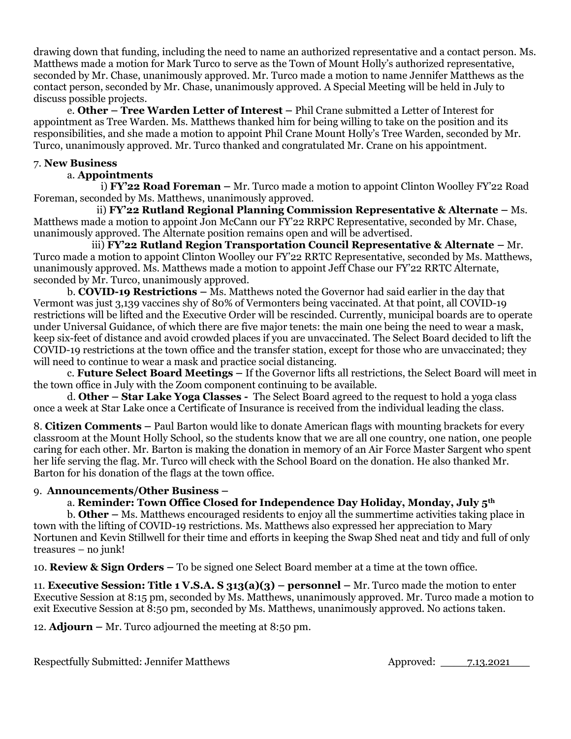drawing down that funding, including the need to name an authorized representative and a contact person. Ms. Matthews made a motion for Mark Turco to serve as the Town of Mount Holly's authorized representative, seconded by Mr. Chase, unanimously approved. Mr. Turco made a motion to name Jennifer Matthews as the contact person, seconded by Mr. Chase, unanimously approved. A Special Meeting will be held in July to discuss possible projects.

e. **Other – Tree Warden Letter of Interest –** Phil Crane submitted a Letter of Interest for appointment as Tree Warden. Ms. Matthews thanked him for being willing to take on the position and its responsibilities, and she made a motion to appoint Phil Crane Mount Holly's Tree Warden, seconded by Mr. Turco, unanimously approved. Mr. Turco thanked and congratulated Mr. Crane on his appointment.

7. **New Business**

a. **Appointments**

i) **FY'22 Road Foreman –** Mr. Turco made a motion to appoint Clinton Woolley FY'22 Road Foreman, seconded by Ms. Matthews, unanimously approved.

ii) **FY'22 Rutland Regional Planning Commission Representative & Alternate –** Ms. Matthews made a motion to appoint Jon McCann our FY'22 RRPC Representative, seconded by Mr. Chase, unanimously approved. The Alternate position remains open and will be advertised.

iii) **FY'22 Rutland Region Transportation Council Representative & Alternate –** Mr. Turco made a motion to appoint Clinton Woolley our FY'22 RRTC Representative, seconded by Ms. Matthews, unanimously approved. Ms. Matthews made a motion to appoint Jeff Chase our FY'22 RRTC Alternate, seconded by Mr. Turco, unanimously approved.

b. **COVID-19 Restrictions –** Ms. Matthews noted the Governor had said earlier in the day that Vermont was just 3,139 vaccines shy of 80% of Vermonters being vaccinated. At that point, all COVID-19 restrictions will be lifted and the Executive Order will be rescinded. Currently, municipal boards are to operate under Universal Guidance, of which there are five major tenets: the main one being the need to wear a mask, keep six-feet of distance and avoid crowded places if you are unvaccinated. The Select Board decided to lift the COVID-19 restrictions at the town office and the transfer station, except for those who are unvaccinated; they will need to continue to wear a mask and practice social distancing.

c. **Future Select Board Meetings –** If the Governor lifts all restrictions, the Select Board will meet in the town office in July with the Zoom component continuing to be available.

d. **Other – Star Lake Yoga Classes -** The Select Board agreed to the request to hold a yoga class once a week at Star Lake once a Certificate of Insurance is received from the individual leading the class.

8. **Citizen Comments –** Paul Barton would like to donate American flags with mounting brackets for every classroom at the Mount Holly School, so the students know that we are all one country, one nation, one people caring for each other. Mr. Barton is making the donation in memory of an Air Force Master Sargent who spent her life serving the flag. Mr. Turco will check with the School Board on the donation. He also thanked Mr. Barton for his donation of the flags at the town office.

9. **Announcements/Other Business –**

a. **Reminder: Town Office Closed for Independence Day Holiday, Monday, July 5th**

b. **Other –** Ms. Matthews encouraged residents to enjoy all the summertime activities taking place in town with the lifting of COVID-19 restrictions. Ms. Matthews also expressed her appreciation to Mary Nortunen and Kevin Stillwell for their time and efforts in keeping the Swap Shed neat and tidy and full of only treasures – no junk!

10. **Review & Sign Orders –** To be signed one Select Board member at a time at the town office.

11. **Executive Session: Title 1 V.S.A. S 313(a)(3) – personnel –** Mr. Turco made the motion to enter Executive Session at 8:15 pm, seconded by Ms. Matthews, unanimously approved. Mr. Turco made a motion to exit Executive Session at 8:50 pm, seconded by Ms. Matthews, unanimously approved. No actions taken.

12. **Adjourn –** Mr. Turco adjourned the meeting at 8:50 pm.

Respectfully Submitted: Jennifer Matthews Approved: 7.13.2021